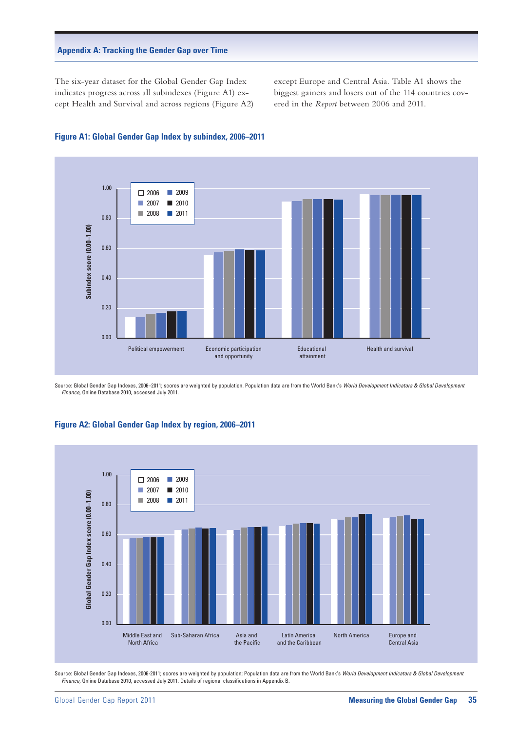## Appendix A: Tracking the Gender Gap over Time

The six-year dataset for the Global Gender Gap Index indicates progress across all subindexes (Figure A1) except Health and Survival and across regions (Figure A2) except Europe and Central Asia. Table A1 shows the biggest gainers and losers out of the 114 countries covered in the *Report* between 2006 and 2011.

### Figure A1: Global Gender Gap Index by subindex, 2006–2011

Source: Global Gender Gap Indexes, 2006–2011; scores are weighted by population. Population data are from the World Bank's *World Development Indicators & Global Development Finance,* Online Database 2010, accessed July 2011.

### Figure A2: Global Gender Gap Index by region, 2006–2011

Source: Global Gender Gap Indexes, 2006-2011; scores are weighted by population; Population data are from the World Bank's *World Development Indicators & Global Development Finance,* Online Database 2010, accessed July 2011. Details of regional classifications in Appendix B.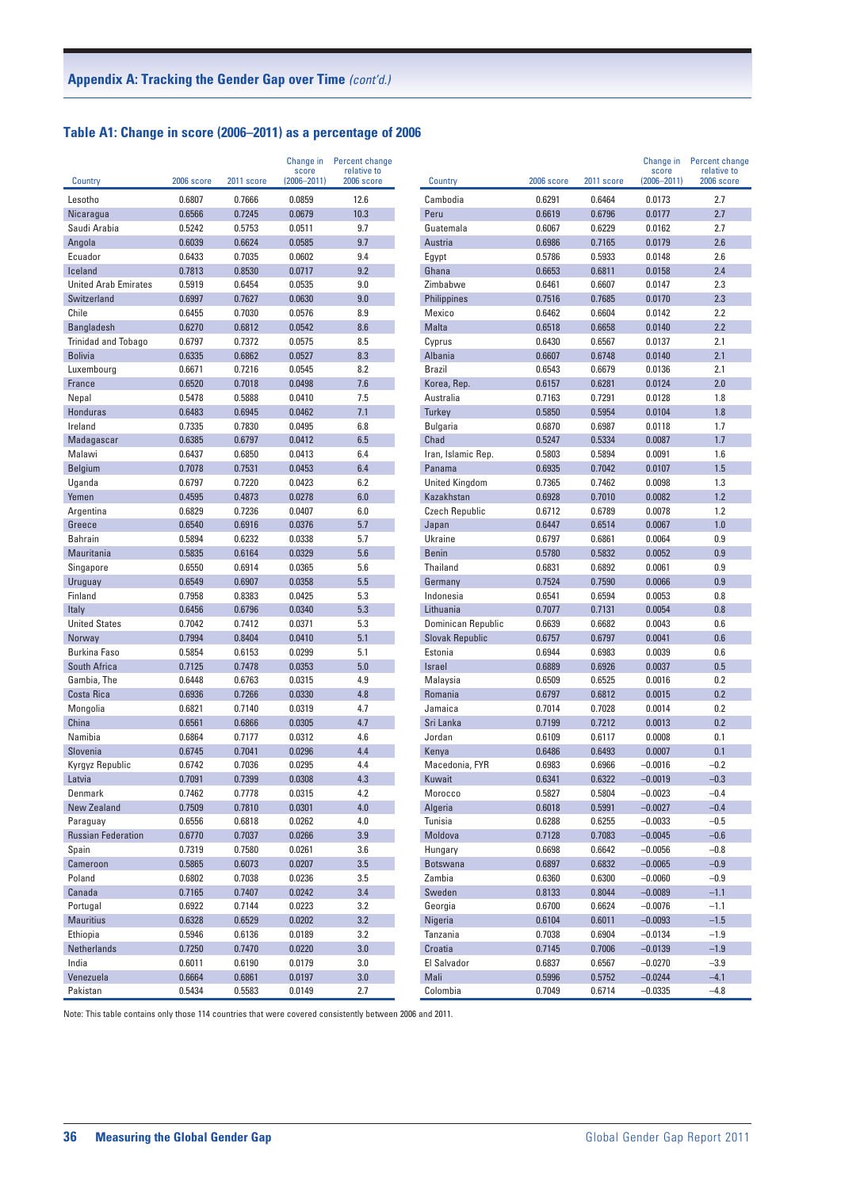## Appendix A: Tracking the Gender Gap over Time *(cont'd.)*

### Table A1: Change in score (2006–2011) as a percentage of 2006

| Country | 2006 score | 2011 score | Change in score (2006–2011) | Percent change relative to 2006 score |
|---|---|---|---|---|
| Lesotho | 0.6807 | 0.7666 | 0.0859 | 12.6 |
| Nicaragua | 0.6566 | 0.7245 | 0.0679 | 10.3 |
| Saudi Arabia | 0.5242 | 0.5753 | 0.0511 | 9.7 |
| Angola | 0.6039 | 0.6624 | 0.0585 | 9.7 |
| Ecuador | 0.6433 | 0.7035 | 0.0602 | 9.4 |
| Iceland | 0.7813 | 0.8530 | 0.0717 | 9.2 |
| United Arab Emirates | 0.5919 | 0.6454 | 0.0535 | 9.0 |
| Switzerland | 0.6997 | 0.7627 | 0.0630 | 9.0 |
| Chile | 0.6455 | 0.7030 | 0.0576 | 8.9 |
| Bangladesh | 0.6270 | 0.6812 | 0.0542 | 8.6 |
| Trinidad and Tobago | 0.6797 | 0.7372 | 0.0575 | 8.5 |
| Bolivia | 0.6335 | 0.6862 | 0.0527 | 8.3 |
| Luxembourg | 0.6671 | 0.7216 | 0.0545 | 8.2 |
| France | 0.6520 | 0.7018 | 0.0498 | 7.6 |
| Nepal | 0.5478 | 0.5888 | 0.0410 | 7.5 |
| Honduras | 0.6483 | 0.6945 | 0.0462 | 7.1 |
| Ireland | 0.7335 | 0.7830 | 0.0495 | 6.8 |
| Madagascar | 0.6385 | 0.6797 | 0.0412 | 6.5 |
| Malawi | 0.6437 | 0.6850 | 0.0413 | 6.4 |
| Belgium | 0.7078 | 0.7531 | 0.0453 | 6.4 |
| Uganda | 0.6797 | 0.7220 | 0.0423 | 6.2 |
| Yemen | 0.4595 | 0.4873 | 0.0278 | 6.0 |
| Argentina | 0.6829 | 0.7236 | 0.0407 | 6.0 |
| Greece | 0.6540 | 0.6916 | 0.0376 | 5.7 |
| Bahrain | 0.5894 | 0.6232 | 0.0338 | 5.7 |
| Mauritania | 0.5835 | 0.6164 | 0.0329 | 5.6 |
| Singapore | 0.6550 | 0.6914 | 0.0365 | 5.6 |
| Uruguay | 0.6549 | 0.6907 | 0.0358 | 5.5 |
| Finland | 0.7958 | 0.8383 | 0.0425 | 5.3 |
| Italy | 0.6456 | 0.6796 | 0.0340 | 5.3 |
| United States | 0.7042 | 0.7412 | 0.0371 | 5.3 |
| Norway | 0.7994 | 0.8404 | 0.0410 | 5.1 |
| Burkina Faso | 0.5854 | 0.6153 | 0.0299 | 5.1 |
| South Africa | 0.7125 | 0.7478 | 0.0353 | 5.0 |
| Gambia, The | 0.6448 | 0.6763 | 0.0315 | 4.9 |
| Costa Rica | 0.6936 | 0.7266 | 0.0330 | 4.8 |
| Mongolia | 0.6821 | 0.7140 | 0.0319 | 4.7 |
| China | 0.6561 | 0.6866 | 0.0305 | 4.7 |
| Namibia | 0.6864 | 0.7177 | 0.0312 | 4.6 |
| Slovenia | 0.6745 | 0.7041 | 0.0296 | 4.4 |
| Kyrgyz Republic | 0.6742 | 0.7036 | 0.0295 | 4.4 |
| Latvia | 0.7091 | 0.7399 | 0.0308 | 4.3 |
| Denmark | 0.7462 | 0.7778 | 0.0315 | 4.2 |
| New Zealand | 0.7509 | 0.7810 | 0.0301 | 4.0 |
| Paraguay | 0.6556 | 0.6818 | 0.0262 | 4.0 |
| Russian Federation | 0.6770 | 0.7037 | 0.0266 | 3.9 |
| Spain | 0.7319 | 0.7580 | 0.0261 | 3.6 |
| Cameroon | 0.5865 | 0.6073 | 0.0207 | 3.5 |
| Poland | 0.6802 | 0.7038 | 0.0236 | 3.5 |
| Canada | 0.7165 | 0.7407 | 0.0242 | 3.4 |
| Portugal | 0.6922 | 0.7144 | 0.0223 | 3.2 |
| Mauritius | 0.6328 | 0.6529 | 0.0202 | 3.2 |
| Ethiopia | 0.5946 | 0.6136 | 0.0189 | 3.2 |
| Netherlands | 0.7250 | 0.7470 | 0.0220 | 3.0 |
| India | 0.6011 | 0.6190 | 0.0179 | 3.0 |
| Venezuela | 0.6664 | 0.6861 | 0.0197 | 3.0 |
| Pakistan | 0.5434 | 0.5583 | 0.0149 | 2.7 |
| Cambodia | 0.6291 | 0.6464 | 0.0173 | 2.7 |
| Peru | 0.6619 | 0.6796 | 0.0177 | 2.7 |
| Guatemala | 0.6067 | 0.6229 | 0.0162 | 2.7 |
| Austria | 0.6986 | 0.7165 | 0.0179 | 2.6 |
| Egypt | 0.5786 | 0.5933 | 0.0148 | 2.6 |
| Ghana | 0.6653 | 0.6811 | 0.0158 | 2.4 |
| Zimbabwe | 0.6461 | 0.6607 | 0.0147 | 2.3 |
| Philippines | 0.7516 | 0.7685 | 0.0170 | 2.3 |
| Mexico | 0.6462 | 0.6604 | 0.0142 | 2.2 |
| Malta | 0.6518 | 0.6658 | 0.0140 | 2.2 |
| Cyprus | 0.6430 | 0.6567 | 0.0137 | 2.1 |
| Albania | 0.6607 | 0.6748 | 0.0140 | 2.1 |
| Brazil | 0.6543 | 0.6679 | 0.0136 | 2.1 |
| Korea, Rep. | 0.6157 | 0.6281 | 0.0124 | 2.0 |
| Australia | 0.7163 | 0.7291 | 0.0128 | 1.8 |
| Turkey | 0.5850 | 0.5954 | 0.0104 | 1.8 |
| Bulgaria | 0.6870 | 0.6987 | 0.0118 | 1.7 |
| Chad | 0.5247 | 0.5334 | 0.0087 | 1.7 |
| Iran, Islamic Rep. | 0.5803 | 0.5894 | 0.0091 | 1.6 |
| Panama | 0.6935 | 0.7042 | 0.0107 | 1.5 |
| United Kingdom | 0.7365 | 0.7462 | 0.0098 | 1.3 |
| Kazakhstan | 0.6928 | 0.7010 | 0.0082 | 1.2 |
| Czech Republic | 0.6712 | 0.6789 | 0.0078 | 1.2 |
| Japan | 0.6447 | 0.6514 | 0.0067 | 1.0 |
| Ukraine | 0.6797 | 0.6861 | 0.0064 | 0.9 |
| Benin | 0.5780 | 0.5832 | 0.0052 | 0.9 |
| Thailand | 0.6831 | 0.6892 | 0.0061 | 0.9 |
| Germany | 0.7524 | 0.7590 | 0.0066 | 0.9 |
| Indonesia | 0.6541 | 0.6594 | 0.0053 | 0.8 |
| Lithuania | 0.7077 | 0.7131 | 0.0054 | 0.8 |
| Dominican Republic | 0.6639 | 0.6682 | 0.0043 | 0.6 |
| Slovak Republic | 0.6757 | 0.6797 | 0.0041 | 0.6 |
| Estonia | 0.6944 | 0.6983 | 0.0039 | 0.6 |
| Israel | 0.6889 | 0.6926 | 0.0037 | 0.5 |
| Malaysia | 0.6509 | 0.6525 | 0.0016 | 0.2 |
| Romania | 0.6797 | 0.6812 | 0.0015 | 0.2 |
| Jamaica | 0.7014 | 0.7028 | 0.0014 | 0.2 |
| Sri Lanka | 0.7199 | 0.7212 | 0.0013 | 0.2 |
| Jordan | 0.6109 | 0.6117 | 0.0008 | 0.1 |
| Kenya | 0.6486 | 0.6493 | 0.0007 | 0.1 |
| Macedonia, FYR | 0.6983 | 0.6966 | –0.0016 | –0.2 |
| Kuwait | 0.6341 | 0.6322 | –0.0019 | –0.3 |
| Morocco | 0.5827 | 0.5804 | –0.0023 | –0.4 |
| Algeria | 0.6018 | 0.5991 | –0.0027 | –0.4 |
| Tunisia | 0.6288 | 0.6255 | –0.0033 | –0.5 |
| Moldova | 0.7128 | 0.7083 | –0.0045 | –0.6 |
| Hungary | 0.6698 | 0.6642 | –0.0056 | –0.8 |
| Botswana | 0.6897 | 0.6832 | –0.0065 | –0.9 |
| Zambia | 0.6360 | 0.6300 | –0.0060 | –0.9 |
| Sweden | 0.8133 | 0.8044 | –0.0089 | –1.1 |
| Georgia | 0.6700 | 0.6624 | –0.0076 | –1.1 |
| Nigeria | 0.6104 | 0.6011 | –0.0093 | –1.5 |
| Tanzania | 0.7038 | 0.6904 | –0.0134 | –1.9 |
| Croatia | 0.7145 | 0.7006 | –0.0139 | –1.9 |
| El Salvador | 0.6837 | 0.6567 | –0.0270 | –3.9 |
| Mali | 0.5996 | 0.5752 | –0.0244 | –4.1 |
| Colombia | 0.7049 | 0.6714 | –0.0335 | –4.8 |

Note: This table contains only those 114 countries that were covered consistently between 2006 and 2011.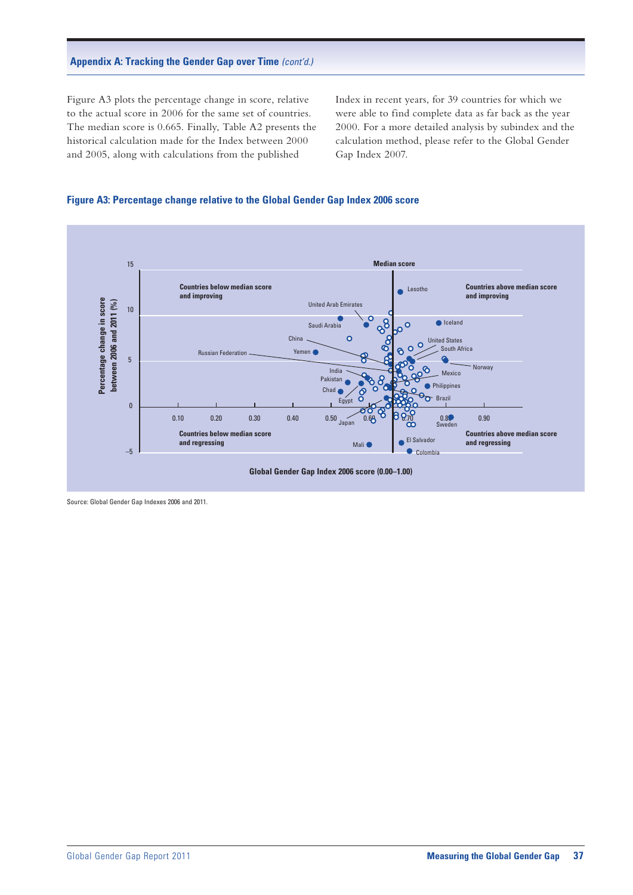## Appendix A: Tracking the Gender Gap over Time *(cont'd.)*

Figure A3 plots the percentage change in score, relative to the actual score in 2006 for the same set of countries. The median score is 0.665. Finally, Table A2 presents the historical calculation made for the Index between 2000 and 2005, along with calculations from the published Index in recent years, for 39 countries for which we were able to find complete data as far back as the year 2000. For a more detailed analysis by subindex and the calculation method, please refer to the Global Gender Gap Index 2007.

### Figure A3: Percentage change relative to the Global Gender Gap Index 2006 score

Source: Global Gender Gap Indexes 2006 and 2011.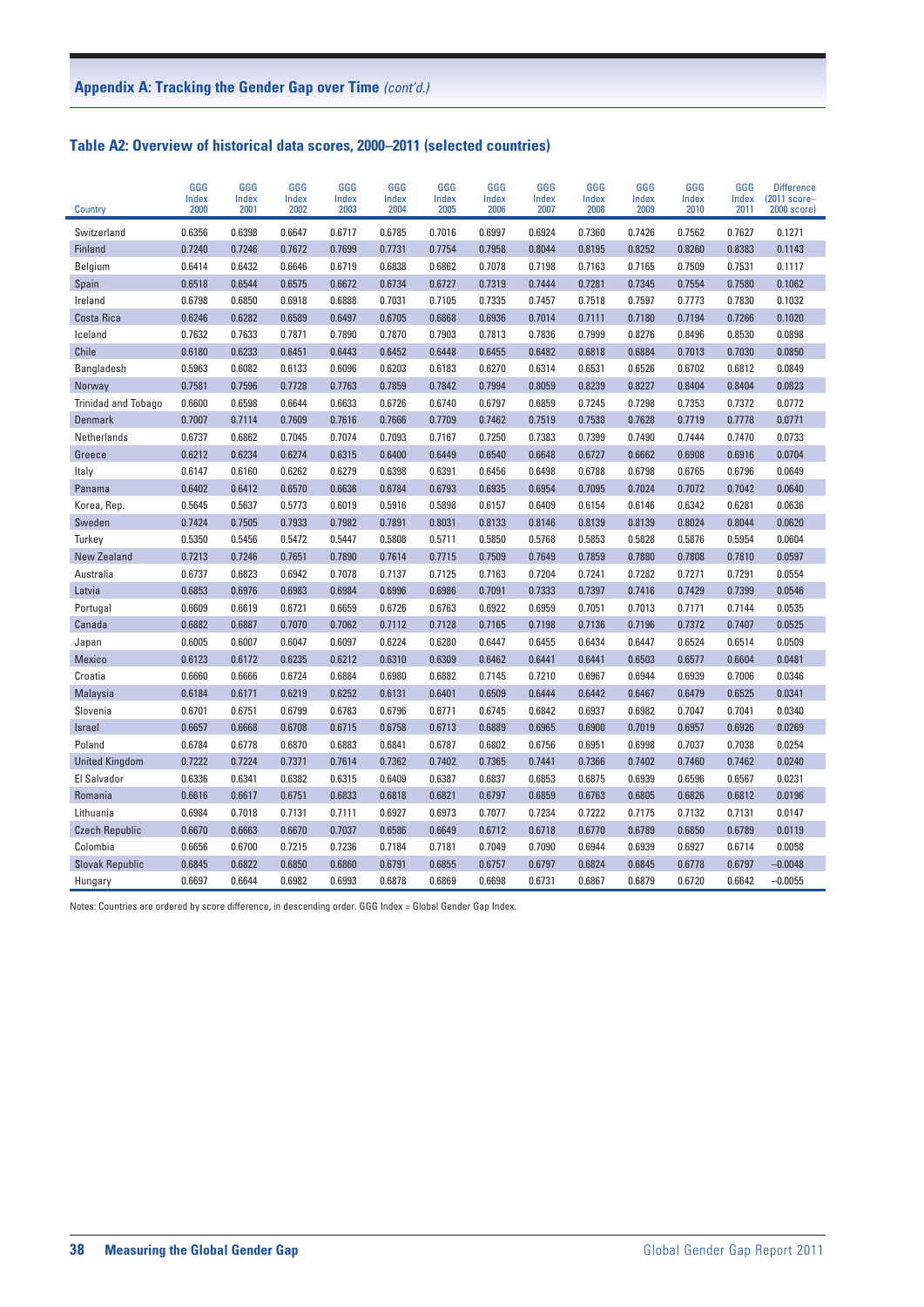## Appendix A: Tracking the Gender Gap over Time *(cont'd.)*

### Table A2: Overview of historical data scores, 2000–2011 (selected countries)

| Country | GGG Index 2000 | GGG Index 2001 | GGG Index 2002 | GGG Index 2003 | GGG Index 2004 | GGG Index 2005 | GGG Index 2006 | GGG Index 2007 | GGG Index 2008 | GGG Index 2009 | GGG Index 2010 | GGG Index 2011 | Difference (2011 score–2000 score) |
|---|---|---|---|---|---|---|---|---|---|---|---|---|---|
| Switzerland | 0.6356 | 0.6398 | 0.6647 | 0.6717 | 0.6785 | 0.7016 | 0.6997 | 0.6924 | 0.7360 | 0.7426 | 0.7562 | 0.7627 | 0.1271 |
| Finland | 0.7240 | 0.7246 | 0.7672 | 0.7699 | 0.7731 | 0.7754 | 0.7958 | 0.8044 | 0.8195 | 0.8252 | 0.8260 | 0.8383 | 0.1143 |
| Belgium | 0.6414 | 0.6432 | 0.6646 | 0.6719 | 0.6838 | 0.6862 | 0.7078 | 0.7198 | 0.7163 | 0.7165 | 0.7509 | 0.7531 | 0.1117 |
| Spain | 0.6518 | 0.6544 | 0.6575 | 0.6672 | 0.6734 | 0.6727 | 0.7319 | 0.7444 | 0.7281 | 0.7345 | 0.7554 | 0.7580 | 0.1062 |
| Ireland | 0.6798 | 0.6850 | 0.6918 | 0.6888 | 0.7031 | 0.7105 | 0.7335 | 0.7457 | 0.7518 | 0.7597 | 0.7773 | 0.7830 | 0.1032 |
| Costa Rica | 0.6246 | 0.6282 | 0.6589 | 0.6497 | 0.6705 | 0.6868 | 0.6936 | 0.7014 | 0.7111 | 0.7180 | 0.7194 | 0.7266 | 0.1020 |
| Iceland | 0.7632 | 0.7633 | 0.7871 | 0.7890 | 0.7870 | 0.7903 | 0.7813 | 0.7836 | 0.7999 | 0.8276 | 0.8496 | 0.8530 | 0.0898 |
| Chile | 0.6180 | 0.6233 | 0.6451 | 0.6443 | 0.6452 | 0.6448 | 0.6455 | 0.6482 | 0.6818 | 0.6884 | 0.7013 | 0.7030 | 0.0850 |
| Bangladesh | 0.5963 | 0.6082 | 0.6133 | 0.6096 | 0.6203 | 0.6183 | 0.6270 | 0.6314 | 0.6531 | 0.6526 | 0.6702 | 0.6812 | 0.0849 |
| Norway | 0.7581 | 0.7596 | 0.7728 | 0.7763 | 0.7859 | 0.7842 | 0.7994 | 0.8059 | 0.8239 | 0.8227 | 0.8404 | 0.8404 | 0.0823 |
| Trinidad and Tobago | 0.6600 | 0.6598 | 0.6644 | 0.6633 | 0.6726 | 0.6740 | 0.6797 | 0.6859 | 0.7245 | 0.7298 | 0.7353 | 0.7372 | 0.0772 |
| Denmark | 0.7007 | 0.7114 | 0.7609 | 0.7616 | 0.7666 | 0.7709 | 0.7462 | 0.7519 | 0.7538 | 0.7628 | 0.7719 | 0.7778 | 0.0771 |
| Netherlands | 0.6737 | 0.6862 | 0.7045 | 0.7074 | 0.7093 | 0.7167 | 0.7250 | 0.7383 | 0.7399 | 0.7490 | 0.7444 | 0.7470 | 0.0733 |
| Greece | 0.6212 | 0.6234 | 0.6274 | 0.6315 | 0.6400 | 0.6449 | 0.6540 | 0.6648 | 0.6727 | 0.6662 | 0.6908 | 0.6916 | 0.0704 |
| Italy | 0.6147 | 0.6160 | 0.6262 | 0.6279 | 0.6398 | 0.6391 | 0.6456 | 0.6498 | 0.6788 | 0.6798 | 0.6765 | 0.6796 | 0.0649 |
| Panama | 0.6402 | 0.6412 | 0.6570 | 0.6636 | 0.6784 | 0.6793 | 0.6935 | 0.6954 | 0.7095 | 0.7024 | 0.7072 | 0.7042 | 0.0640 |
| Korea, Rep. | 0.5645 | 0.5637 | 0.5773 | 0.6019 | 0.5916 | 0.5898 | 0.6157 | 0.6409 | 0.6154 | 0.6146 | 0.6342 | 0.6281 | 0.0636 |
| Sweden | 0.7424 | 0.7505 | 0.7933 | 0.7982 | 0.7891 | 0.8031 | 0.8133 | 0.8146 | 0.8139 | 0.8139 | 0.8024 | 0.8044 | 0.0620 |
| Turkey | 0.5350 | 0.5456 | 0.5472 | 0.5447 | 0.5808 | 0.5711 | 0.5850 | 0.5768 | 0.5853 | 0.5828 | 0.5876 | 0.5954 | 0.0604 |
| New Zealand | 0.7213 | 0.7246 | 0.7651 | 0.7890 | 0.7614 | 0.7715 | 0.7509 | 0.7649 | 0.7859 | 0.7880 | 0.7808 | 0.7810 | 0.0597 |
| Australia | 0.6737 | 0.6823 | 0.6942 | 0.7078 | 0.7137 | 0.7125 | 0.7163 | 0.7204 | 0.7241 | 0.7282 | 0.7271 | 0.7291 | 0.0554 |
| Latvia | 0.6853 | 0.6976 | 0.6983 | 0.6984 | 0.6996 | 0.6986 | 0.7091 | 0.7333 | 0.7397 | 0.7416 | 0.7429 | 0.7399 | 0.0546 |
| Portugal | 0.6609 | 0.6619 | 0.6721 | 0.6659 | 0.6726 | 0.6763 | 0.6922 | 0.6959 | 0.7051 | 0.7013 | 0.7171 | 0.7144 | 0.0535 |
| Canada | 0.6882 | 0.6887 | 0.7070 | 0.7062 | 0.7112 | 0.7128 | 0.7165 | 0.7198 | 0.7136 | 0.7196 | 0.7372 | 0.7407 | 0.0525 |
| Japan | 0.6005 | 0.6007 | 0.6047 | 0.6097 | 0.6224 | 0.6280 | 0.6447 | 0.6455 | 0.6434 | 0.6447 | 0.6524 | 0.6514 | 0.0509 |
| Mexico | 0.6123 | 0.6172 | 0.6235 | 0.6212 | 0.6310 | 0.6309 | 0.6462 | 0.6441 | 0.6441 | 0.6503 | 0.6577 | 0.6604 | 0.0481 |
| Croatia | 0.6660 | 0.6666 | 0.6724 | 0.6884 | 0.6980 | 0.6882 | 0.7145 | 0.7210 | 0.6967 | 0.6944 | 0.6939 | 0.7006 | 0.0346 |
| Malaysia | 0.6184 | 0.6171 | 0.6219 | 0.6252 | 0.6131 | 0.6401 | 0.6509 | 0.6444 | 0.6442 | 0.6467 | 0.6479 | 0.6525 | 0.0341 |
| Slovenia | 0.6701 | 0.6751 | 0.6799 | 0.6783 | 0.6796 | 0.6771 | 0.6745 | 0.6842 | 0.6937 | 0.6982 | 0.7047 | 0.7041 | 0.0340 |
| Israel | 0.6657 | 0.6668 | 0.6708 | 0.6715 | 0.6758 | 0.6713 | 0.6889 | 0.6965 | 0.6900 | 0.7019 | 0.6957 | 0.6926 | 0.0269 |
| Poland | 0.6784 | 0.6778 | 0.6870 | 0.6883 | 0.6841 | 0.6787 | 0.6802 | 0.6756 | 0.6951 | 0.6998 | 0.7037 | 0.7038 | 0.0254 |
| United Kingdom | 0.7222 | 0.7224 | 0.7371 | 0.7614 | 0.7362 | 0.7402 | 0.7365 | 0.7441 | 0.7366 | 0.7402 | 0.7460 | 0.7462 | 0.0240 |
| El Salvador | 0.6336 | 0.6341 | 0.6382 | 0.6315 | 0.6409 | 0.6387 | 0.6837 | 0.6853 | 0.6875 | 0.6939 | 0.6596 | 0.6567 | 0.0231 |
| Romania | 0.6616 | 0.6617 | 0.6751 | 0.6833 | 0.6818 | 0.6821 | 0.6797 | 0.6859 | 0.6763 | 0.6805 | 0.6826 | 0.6812 | 0.0196 |
| Lithuania | 0.6984 | 0.7018 | 0.7131 | 0.7111 | 0.6927 | 0.6973 | 0.7077 | 0.7234 | 0.7222 | 0.7175 | 0.7132 | 0.7131 | 0.0147 |
| Czech Republic | 0.6670 | 0.6663 | 0.6670 | 0.7037 | 0.6586 | 0.6649 | 0.6712 | 0.6718 | 0.6770 | 0.6789 | 0.6850 | 0.6789 | 0.0119 |
| Colombia | 0.6656 | 0.6700 | 0.7215 | 0.7236 | 0.7184 | 0.7181 | 0.7049 | 0.7090 | 0.6944 | 0.6939 | 0.6927 | 0.6714 | 0.0058 |
| Slovak Republic | 0.6845 | 0.6822 | 0.6850 | 0.6860 | 0.6791 | 0.6855 | 0.6757 | 0.6797 | 0.6824 | 0.6845 | 0.6778 | 0.6797 | –0.0048 |
| Hungary | 0.6697 | 0.6644 | 0.6982 | 0.6993 | 0.6878 | 0.6869 | 0.6698 | 0.6731 | 0.6867 | 0.6879 | 0.6720 | 0.6642 | –0.0055 |

Notes: Countries are ordered by score difference, in descending order. GGG Index = Global Gender Gap Index.